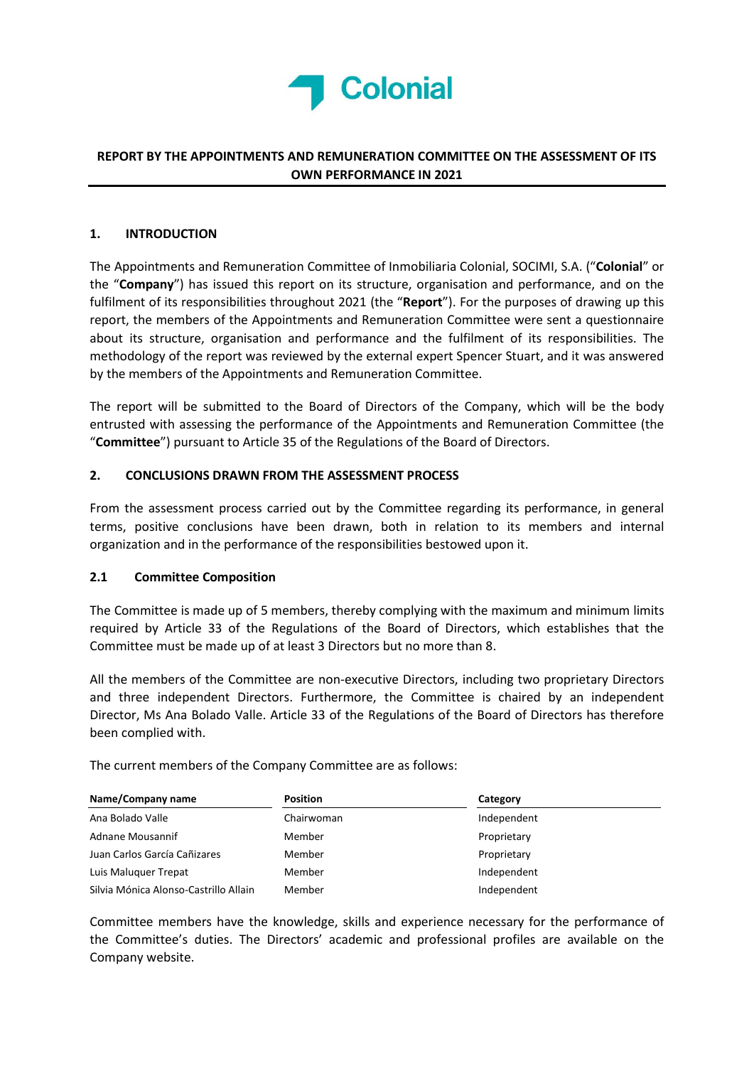Colonial

# REPORT BY THE APPOINTMENTS AND REMUNERATION COMMITTEE ON THE ASSESSMENT OF ITS OWN PERFORMANCE IN 2021

## 1. INTRODUCTION

The Appointments and Remuneration Committee of Inmobiliaria Colonial, SOCIMI, S.A. ("**Colonial**" or the "**Company**") has issued this report on its structure, organisation and performance, and on the fulfilment of its responsibilities throughout 2021 (the "**Report**"). For the purposes of drawing up this report, the members of the Appointments and Remuneration Committee were sent a questionnaire about its structure, organisation and performance and the fulfilment of its responsibilities. The methodology of the report was reviewed by the external expert Spencer Stuart, and it was answered by the members of the Appointments and Remuneration Committee.

The report will be submitted to the Board of Directors of the Company, which will be the body entrusted with assessing the performance of the Appointments and Remuneration Committee (the "**Committee**") pursuant to Article 35 of the Regulations of the Board of Directors.

## 2. CONCLUSIONS DRAWN FROM THE ASSESSMENT PROCESS

From the assessment process carried out by the Committee regarding its performance, in general terms, positive conclusions have been drawn, both in relation to its members and internal organization and in the performance of the responsibilities bestowed upon it.

### 2.1 Committee Composition

The Committee is made up of 5 members, thereby complying with the maximum and minimum limits required by Article 33 of the Regulations of the Board of Directors, which establishes that the Committee must be made up of at least 3 Directors but no more than 8.

All the members of the Committee are non-executive Directors, including two proprietary Directors and three independent Directors. Furthermore, the Committee is chaired by an independent Director, Ms Ana Bolado Valle. Article 33 of the Regulations of the Board of Directors has therefore been complied with.

The current members of the Company Committee are as follows:

| Name/Company name | Position | Category |
|---|---|---|
| Ana Bolado Valle | Chairwoman | Independent |
| Adnane Mousannif | Member | Proprietary |
| Juan Carlos García Cañizares | Member | Proprietary |
| Luis Maluquer Trepat | Member | Independent |
| Silvia Mónica Alonso-Castrillo Allain | Member | Independent |

Committee members have the knowledge, skills and experience necessary for the performance of the Committee's duties. The Directors' academic and professional profiles are available on the Company website.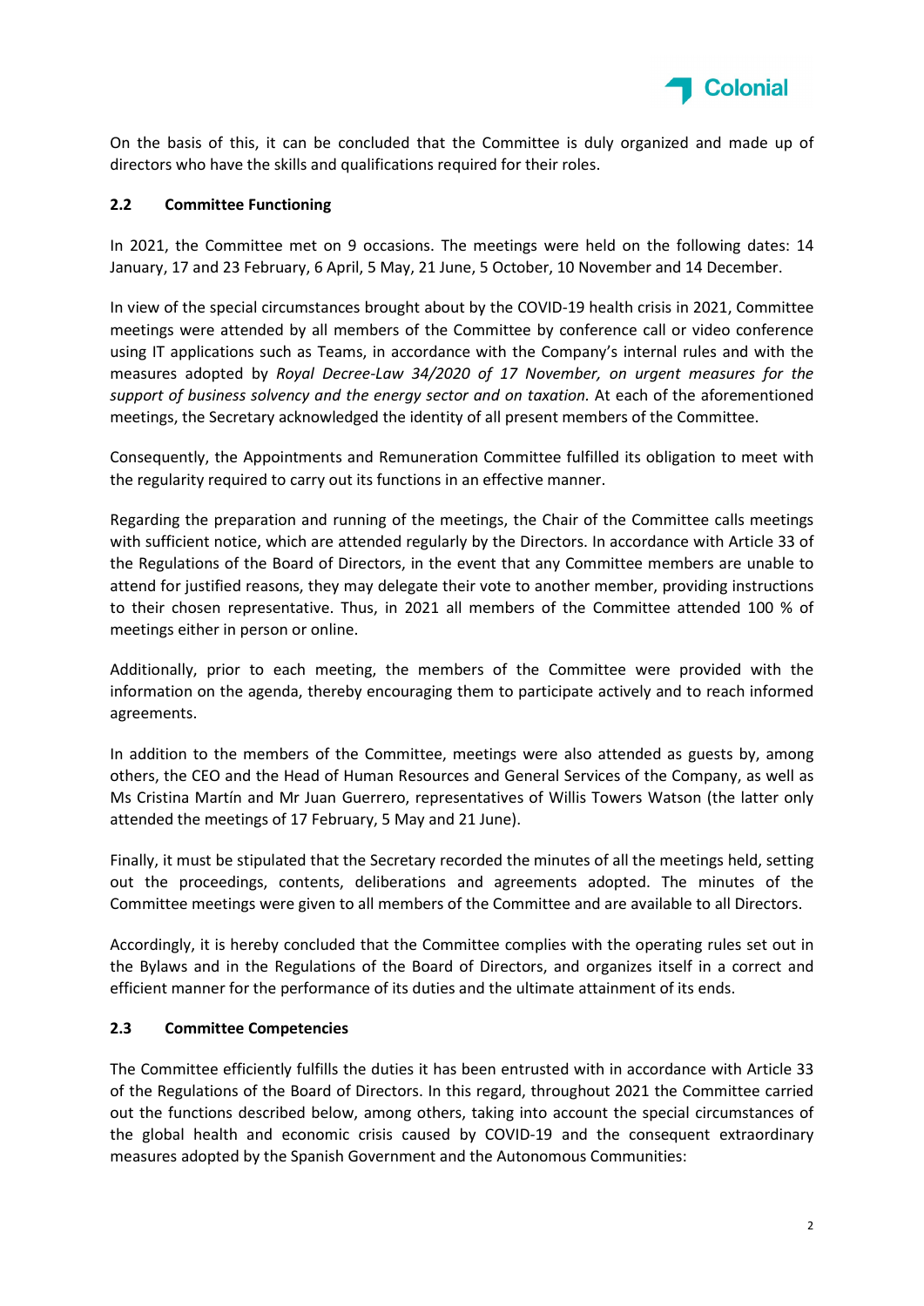On the basis of this, it can be concluded that the Committee is duly organized and made up of directors who have the skills and qualifications required for their roles.

### 2.2 Committee Functioning

In 2021, the Committee met on 9 occasions. The meetings were held on the following dates: 14 January, 17 and 23 February, 6 April, 5 May, 21 June, 5 October, 10 November and 14 December.

In view of the special circumstances brought about by the COVID-19 health crisis in 2021, Committee meetings were attended by all members of the Committee by conference call or video conference using IT applications such as Teams, in accordance with the Company's internal rules and with the measures adopted by *Royal Decree-Law 34/2020 of 17 November, on urgent measures for the support of business solvency and the energy sector and on taxation.* At each of the aforementioned meetings, the Secretary acknowledged the identity of all present members of the Committee.

Consequently, the Appointments and Remuneration Committee fulfilled its obligation to meet with the regularity required to carry out its functions in an effective manner.

Regarding the preparation and running of the meetings, the Chair of the Committee calls meetings with sufficient notice, which are attended regularly by the Directors. In accordance with Article 33 of the Regulations of the Board of Directors, in the event that any Committee members are unable to attend for justified reasons, they may delegate their vote to another member, providing instructions to their chosen representative. Thus, in 2021 all members of the Committee attended 100 % of meetings either in person or online.

Additionally, prior to each meeting, the members of the Committee were provided with the information on the agenda, thereby encouraging them to participate actively and to reach informed agreements.

In addition to the members of the Committee, meetings were also attended as guests by, among others, the CEO and the Head of Human Resources and General Services of the Company, as well as Ms Cristina Martín and Mr Juan Guerrero, representatives of Willis Towers Watson (the latter only attended the meetings of 17 February, 5 May and 21 June).

Finally, it must be stipulated that the Secretary recorded the minutes of all the meetings held, setting out the proceedings, contents, deliberations and agreements adopted. The minutes of the Committee meetings were given to all members of the Committee and are available to all Directors.

Accordingly, it is hereby concluded that the Committee complies with the operating rules set out in the Bylaws and in the Regulations of the Board of Directors, and organizes itself in a correct and efficient manner for the performance of its duties and the ultimate attainment of its ends.

### 2.3 Committee Competencies

The Committee efficiently fulfills the duties it has been entrusted with in accordance with Article 33 of the Regulations of the Board of Directors. In this regard, throughout 2021 the Committee carried out the functions described below, among others, taking into account the special circumstances of the global health and economic crisis caused by COVID-19 and the consequent extraordinary measures adopted by the Spanish Government and the Autonomous Communities: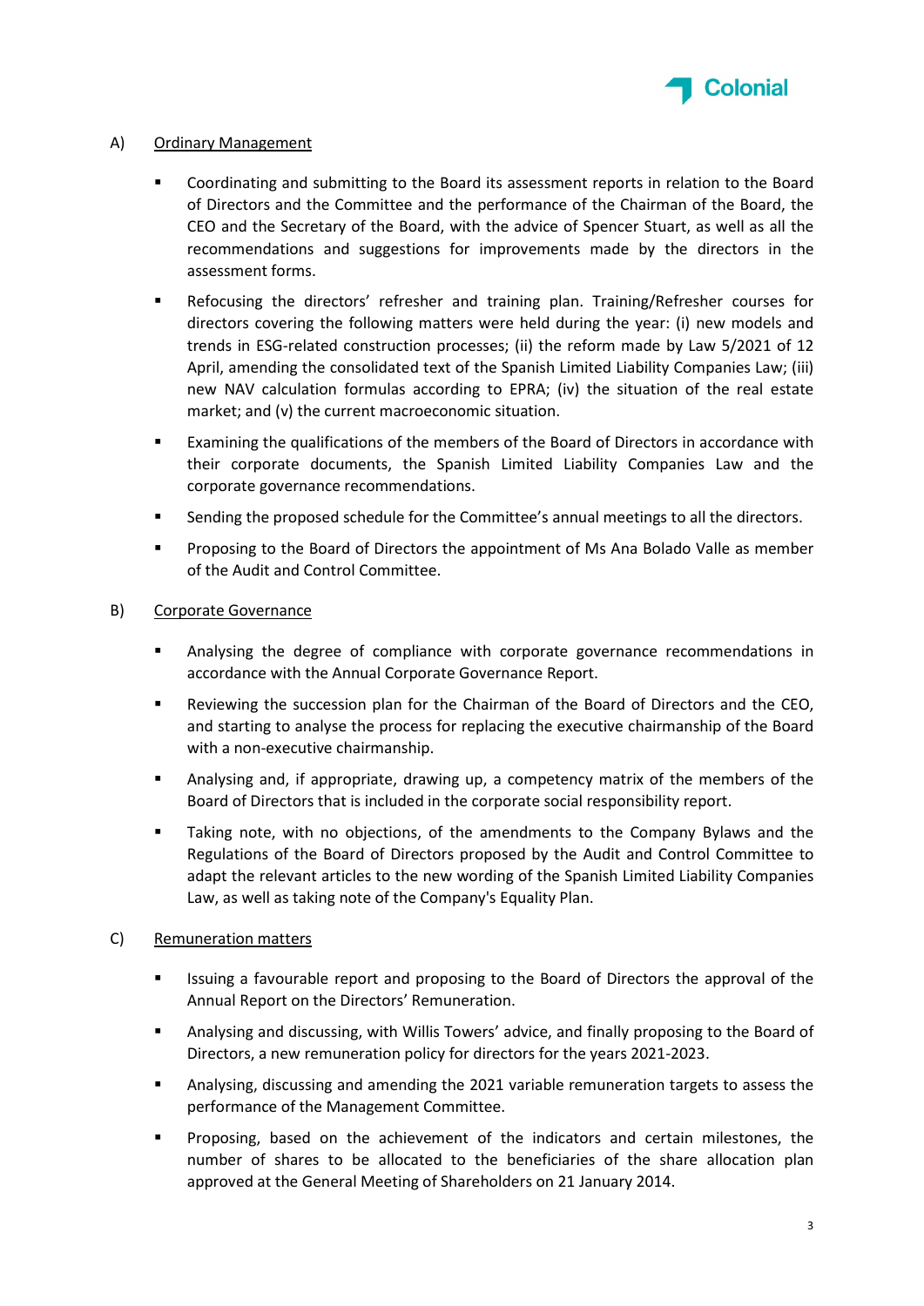A) Ordinary Management

- Coordinating and submitting to the Board its assessment reports in relation to the Board of Directors and the Committee and the performance of the Chairman of the Board, the CEO and the Secretary of the Board, with the advice of Spencer Stuart, as well as all the recommendations and suggestions for improvements made by the directors in the assessment forms.
- Refocusing the directors' refresher and training plan. Training/Refresher courses for directors covering the following matters were held during the year: (i) new models and trends in ESG-related construction processes; (ii) the reform made by Law 5/2021 of 12 April, amending the consolidated text of the Spanish Limited Liability Companies Law; (iii) new NAV calculation formulas according to EPRA; (iv) the situation of the real estate market; and (v) the current macroeconomic situation.
- Examining the qualifications of the members of the Board of Directors in accordance with their corporate documents, the Spanish Limited Liability Companies Law and the corporate governance recommendations.
- Sending the proposed schedule for the Committee's annual meetings to all the directors.
- Proposing to the Board of Directors the appointment of Ms Ana Bolado Valle as member of the Audit and Control Committee.

B) Corporate Governance

- Analysing the degree of compliance with corporate governance recommendations in accordance with the Annual Corporate Governance Report.
- Reviewing the succession plan for the Chairman of the Board of Directors and the CEO, and starting to analyse the process for replacing the executive chairmanship of the Board with a non-executive chairmanship.
- Analysing and, if appropriate, drawing up, a competency matrix of the members of the Board of Directors that is included in the corporate social responsibility report.
- Taking note, with no objections, of the amendments to the Company Bylaws and the Regulations of the Board of Directors proposed by the Audit and Control Committee to adapt the relevant articles to the new wording of the Spanish Limited Liability Companies Law, as well as taking note of the Company's Equality Plan.

C) Remuneration matters

- Issuing a favourable report and proposing to the Board of Directors the approval of the Annual Report on the Directors' Remuneration.
- Analysing and discussing, with Willis Towers' advice, and finally proposing to the Board of Directors, a new remuneration policy for directors for the years 2021-2023.
- Analysing, discussing and amending the 2021 variable remuneration targets to assess the performance of the Management Committee.
- Proposing, based on the achievement of the indicators and certain milestones, the number of shares to be allocated to the beneficiaries of the share allocation plan approved at the General Meeting of Shareholders on 21 January 2014.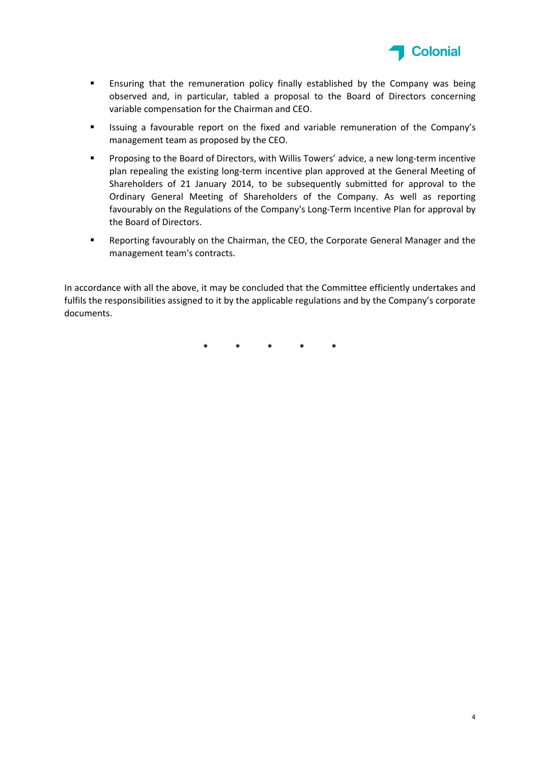- Ensuring that the remuneration policy finally established by the Company was being observed and, in particular, tabled a proposal to the Board of Directors concerning variable compensation for the Chairman and CEO.
- Issuing a favourable report on the fixed and variable remuneration of the Company's management team as proposed by the CEO.
- Proposing to the Board of Directors, with Willis Towers' advice, a new long-term incentive plan repealing the existing long-term incentive plan approved at the General Meeting of Shareholders of 21 January 2014, to be subsequently submitted for approval to the Ordinary General Meeting of Shareholders of the Company. As well as reporting favourably on the Regulations of the Company's Long-Term Incentive Plan for approval by the Board of Directors.
- Reporting favourably on the Chairman, the CEO, the Corporate General Manager and the management team's contracts.

In accordance with all the above, it may be concluded that the Committee efficiently undertakes and fulfils the responsibilities assigned to it by the applicable regulations and by the Company's corporate documents.

\* \* \* \* \*